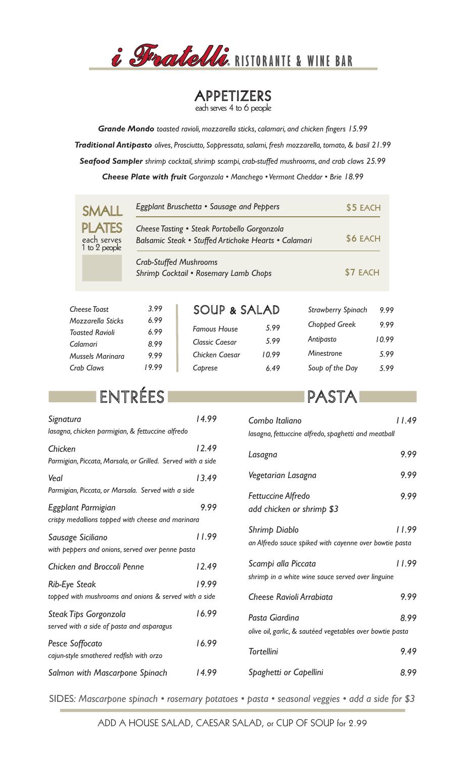# i Fratelli RISTORANTE & WINE BAR

## APPETIZERS

each serves 4 to 6 people

***Grande Mondo*** *toasted ravioli, mozzarella sticks, calamari, and chicken fingers 15.99*

***Traditional Antipasto*** *olives, Prosciutto, Soppressata, salami, fresh mozzarella, tomato, & basil 21.99*

***Seafood Sampler*** *shrimp cocktail, shrimp scampi, crab-stuffed mushrooms, and crab claws 25.99*

***Cheese Plate with fruit*** *Gorgonzola • Manchego • Vermont Cheddar • Brie 18.99*

## SMALL PLATES

each serves 1 to 2 people

| | |
|---|---|
| *Eggplant Bruschetta • Sausage and Peppers* | $5 EACH |
| *Cheese Tasting • Steak Portobello Gorgonzola*<br>*Balsamic Steak • Stuffed Artichoke Hearts • Calamari* | $6 EACH |
| *Crab-Stuffed Mushrooms*<br>*Shrimp Cocktail • Rosemary Lamb Chops* | $7 EACH |

| | |
|---|---|
| *Cheese Toast* | 3.99 |
| *Mozzarella Sticks* | 6.99 |
| *Toasted Ravioli* | 6.99 |
| *Calamari* | 8.99 |
| *Mussels Marinara* | 9.99 |
| *Crab Claws* | 19.99 |

## SOUP & SALAD

| | |
|---|---|
| *Famous House* | 5.99 |
| *Classic Caesar* | 5.99 |
| *Chicken Caesar* | 10.99 |
| *Caprese* | 6.49 |
| *Strawberry Spinach* | 9.99 |
| *Chopped Greek* | 9.99 |
| *Antipasto* | 10.99 |
| *Minestrone* | 5.99 |
| *Soup of the Day* | 5.99 |

## ENTRÉES

*Signatura* 14.99
*lasagna, chicken parmigian, & fettuccine alfredo*

*Chicken* 12.49
*Parmigian, Piccata, Marsala, or Grilled. Served with a side*

*Veal* 13.49
*Parmigian, Piccata, or Marsala. Served with a side*

*Eggplant Parmigian* 9.99
*crispy medallions topped with cheese and marinara*

*Sausage Siciliano* 11.99
*with peppers and onions, served over penne pasta*

*Chicken and Broccoli Penne* 12.49

*Rib-Eye Steak* 19.99
*topped with mushrooms and onions & served with a side*

*Steak Tips Gorgonzola* 16.99
*served with a side of pasta and asparagus*

*Pesce Soffocato* 16.99
*cajun-style smothered redfish with orzo*

*Salmon with Mascarpone Spinach* 14.99

## PASTA

*Combo Italiano* 11.49
*lasagna, fettuccine alfredo, spaghetti and meatball*

*Lasagna* 9.99

*Vegetarian Lasagna* 9.99

*Fettuccine Alfredo* 9.99
*add chicken or shrimp $3*

*Shrimp Diablo* 11.99
*an Alfredo sauce spiked with cayenne over bowtie pasta*

*Scampi alla Piccata* 11.99
*shrimp in a white wine sauce served over linguine*

*Cheese Ravioli Arrabiata* 9.99

*Pasta Giardina* 8.99
*olive oil, garlic, & sautéed vegetables over bowtie pasta*

*Tortellini* 9.49

*Spaghetti or Capellini* 8.99

SIDES: *Mascarpone spinach • rosemary potatoes • pasta • seasonal veggies • add a side for $3*

ADD A HOUSE SALAD, CAESAR SALAD, or CUP OF SOUP for 2.99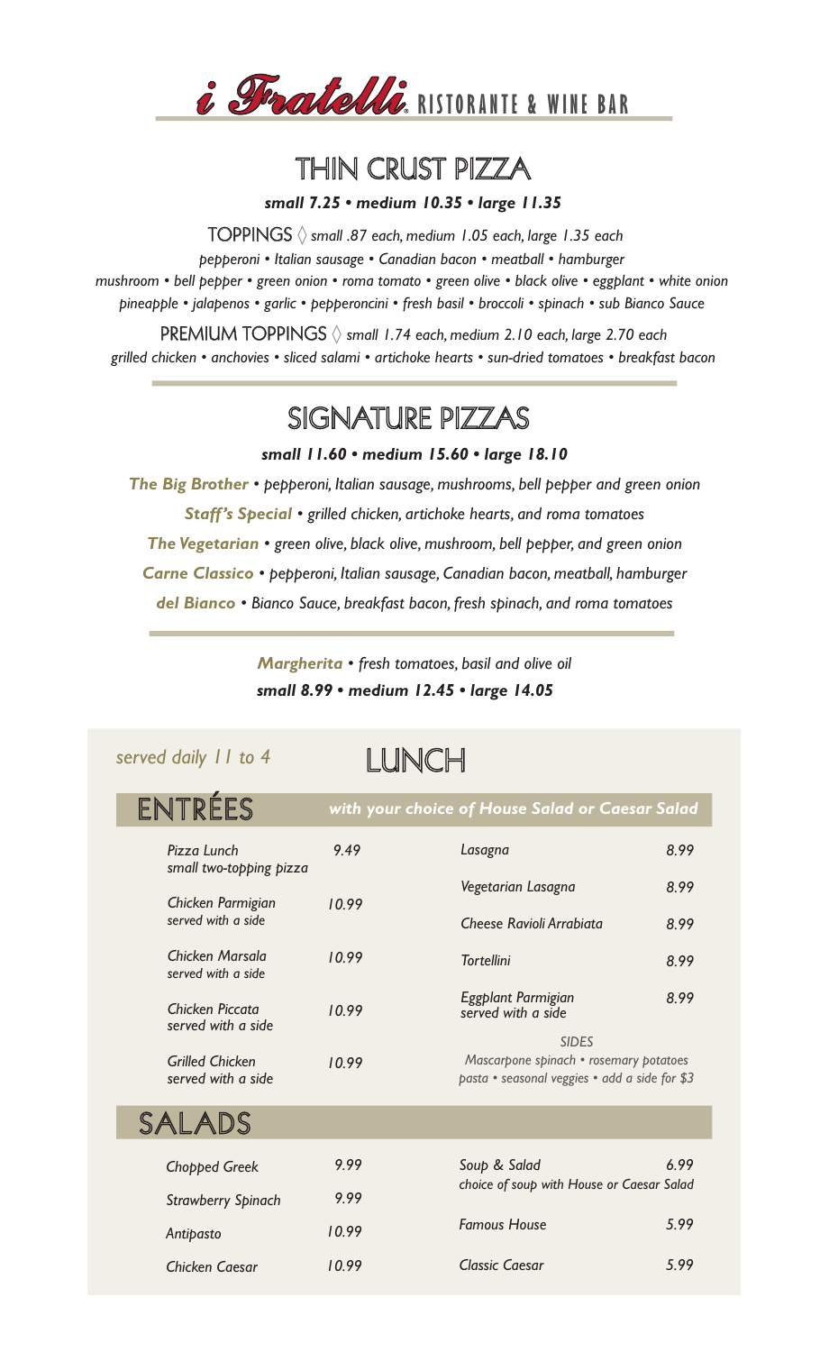# *i Fratelli* RISTORANTE & WINE BAR

## THIN CRUST PIZZA

***small 7.25 • medium 10.35 • large 11.35***

TOPPINGS ◊ *small .87 each, medium 1.05 each, large 1.35 each*

*pepperoni • Italian sausage • Canadian bacon • meatball • hamburger*

*mushroom • bell pepper • green onion • roma tomato • green olive • black olive • eggplant • white onion*

*pineapple • jalapenos • garlic • pepperoncini • fresh basil • broccoli • spinach • sub Bianco Sauce*

PREMIUM TOPPINGS ◊ *small 1.74 each, medium 2.10 each, large 2.70 each*

*grilled chicken • anchovies • sliced salami • artichoke hearts • sun-dried tomatoes • breakfast bacon*

## SIGNATURE PIZZAS

***small 11.60 • medium 15.60 • large 18.10***

***The Big Brother*** *• pepperoni, Italian sausage, mushrooms, bell pepper and green onion*

***Staff's Special*** *• grilled chicken, artichoke hearts, and roma tomatoes*

***The Vegetarian*** *• green olive, black olive, mushroom, bell pepper, and green onion*

***Carne Classico*** *• pepperoni, Italian sausage, Canadian bacon, meatball, hamburger*

***del Bianco*** *• Bianco Sauce, breakfast bacon, fresh spinach, and roma tomatoes*

***Margherita*** *• fresh tomatoes, basil and olive oil*

***small 8.99 • medium 12.45 • large 14.05***

## LUNCH

*served daily 11 to 4*

### ENTRÉES

***with your choice of House Salad or Caesar Salad***

| | |
|---|---|
| *Pizza Lunch* — *small two-topping pizza* | *9.49* |
| *Chicken Parmigian* — *served with a side* | *10.99* |
| *Chicken Marsala* — *served with a side* | *10.99* |
| *Chicken Piccata* — *served with a side* | *10.99* |
| *Grilled Chicken* — *served with a side* | *10.99* |
| *Lasagna* | *8.99* |
| *Vegetarian Lasagna* | *8.99* |
| *Cheese Ravioli Arrabiata* | *8.99* |
| *Tortellini* | *8.99* |
| *Eggplant Parmigian* — *served with a side* | *8.99* |

*SIDES*

*Mascarpone spinach • rosemary potatoes*

*pasta • seasonal veggies • add a side for $3*

### SALADS

| | |
|---|---|
| *Chopped Greek* | *9.99* |
| *Strawberry Spinach* | *9.99* |
| *Antipasto* | *10.99* |
| *Chicken Caesar* | *10.99* |
| *Soup & Salad* — *choice of soup with House or Caesar Salad* | *6.99* |
| *Famous House* | *5.99* |
| *Classic Caesar* | *5.99* |